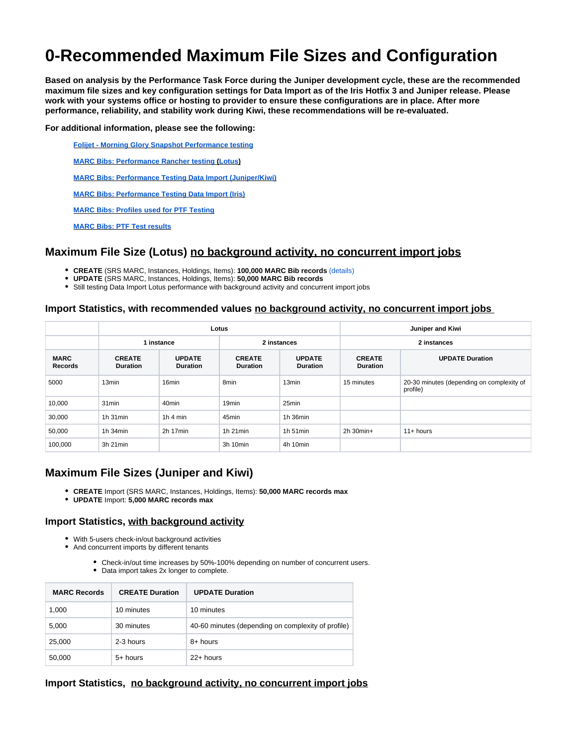# 0-Recommended Maximum File Sizes and Configuration

**Based on analysis by the Performance Task Force during the Juniper development cycle, these are the recommended maximum file sizes and key configuration settings for Data Import as of the Iris Hotfix 3 and Juniper release. Please work with your systems office or hosting to provider to ensure these configurations are in place. After more performance, reliability, and stability work during Kiwi, these recommendations will be re-evaluated.**

**For additional information, please see the following:**

- **Folijet - Morning Glory Snapshot Performance testing**
- **MARC Bibs: Performance Rancher testing (Lotus)**
- **MARC Bibs: Performance Testing Data Import (Juniper/Kiwi)**
- **MARC Bibs: Performance Testing Data Import (Iris)**
- **MARC Bibs: Profiles used for PTF Testing**
- **MARC Bibs: PTF Test results**

## Maximum File Size (Lotus) no background activity, no concurrent import jobs

- **CREATE** (SRS MARC, Instances, Holdings, Items): **100,000 MARC Bib records** (details)
- **UPDATE** (SRS MARC, Instances, Holdings, Items): **50,000 MARC Bib records**
- Still testing Data Import Lotus performance with background activity and concurrent import jobs

### Import Statistics, with recommended values no background activity, no concurrent import jobs

| | Lotus | | | | Juniper and Kiwi | |
|---|---|---|---|---|---|---|
| | 1 instance | | 2 instances | | 2 instances | |
| **MARC Records** | **CREATE Duration** | **UPDATE Duration** | **CREATE Duration** | **UPDATE Duration** | **CREATE Duration** | **UPDATE Duration** |
| 5000 | 13min | 16min | 8min | 13min | 15 minutes | 20-30 minutes (depending on complexity of profile) |
| 10,000 | 31min | 40min | 19min | 25min | | |
| 30,000 | 1h 31min | 1h 4 min | 45min | 1h 36min | | |
| 50,000 | 1h 34min | 2h 17min | 1h 21min | 1h 51min | 2h 30min+ | 11+ hours |
| 100,000 | 3h 21min | | 3h 10min | 4h 10min | | |

## Maximum File Sizes (Juniper and Kiwi)

- **CREATE** Import (SRS MARC, Instances, Holdings, Items): **50,000 MARC records max**
- **UPDATE** Import: **5,000 MARC records max**

### Import Statistics, with background activity

- With 5-users check-in/out background activities
- And concurrent imports by different tenants
  - Check-in/out time increases by 50%-100% depending on number of concurrent users.
  - Data import takes 2x longer to complete.

| MARC Records | CREATE Duration | UPDATE Duration |
|---|---|---|
| 1,000 | 10 minutes | 10 minutes |
| 5,000 | 30 minutes | 40-60 minutes (depending on complexity of profile) |
| 25,000 | 2-3 hours | 8+ hours |
| 50,000 | 5+ hours | 22+ hours |

### Import Statistics, no background activity, no concurrent import jobs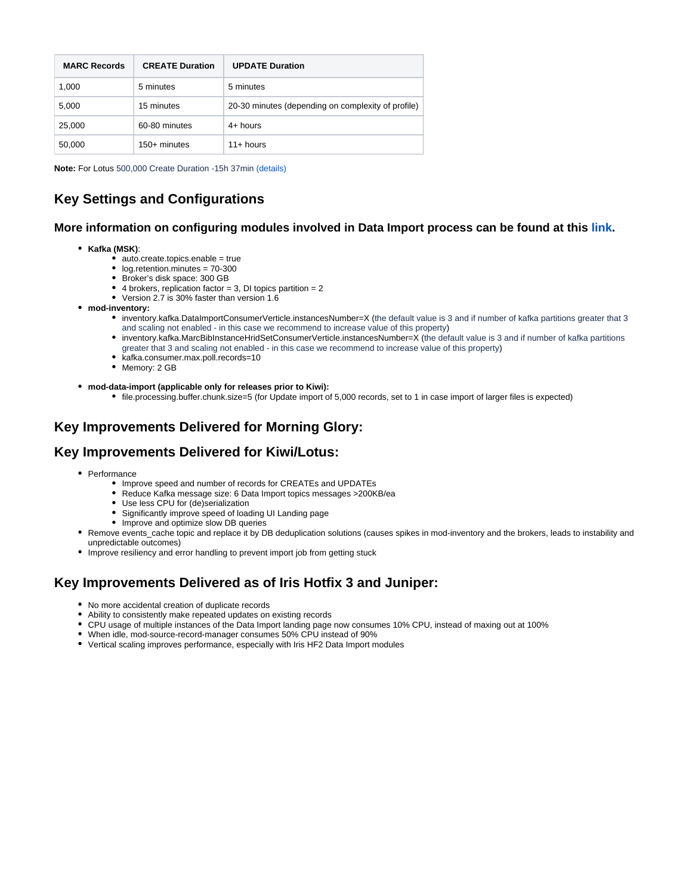| MARC Records | CREATE Duration | UPDATE Duration |
|---|---|---|
| 1,000 | 5 minutes | 5 minutes |
| 5,000 | 15 minutes | 20-30 minutes (depending on complexity of profile) |
| 25,000 | 60-80 minutes | 4+ hours |
| 50,000 | 150+ minutes | 11+ hours |

**Note:** For Lotus 500,000 Create Duration -15h 37min (details)

## Key Settings and Configurations

### More information on configuring modules involved in Data Import process can be found at this link.

- **Kafka (MSK)**:
  - auto.create.topics.enable = true
  - log.retention.minutes = 70-300
  - Broker's disk space: 300 GB
  - 4 brokers, replication factor = 3, DI topics partition = 2
  - Version 2.7 is 30% faster than version 1.6
- **mod-inventory:**
  - inventory.kafka.DataImportConsumerVerticle.instancesNumber=X (the default value is 3 and if number of kafka partitions greater that 3 and scaling not enabled - in this case we recommend to increase value of this property)
  - inventory.kafka.MarcBibInstanceHridSetConsumerVerticle.instancesNumber=X (the default value is 3 and if number of kafka partitions greater that 3 and scaling not enabled - in this case we recommend to increase value of this property)
  - kafka.consumer.max.poll.records=10
  - Memory: 2 GB
- **mod-data-import (applicable only for releases prior to Kiwi):**
  - file.processing.buffer.chunk.size=5 (for Update import of 5,000 records, set to 1 in case import of larger files is expected)

## Key Improvements Delivered for Morning Glory:

## Key Improvements Delivered for Kiwi/Lotus:

- Performance
  - Improve speed and number of records for CREATEs and UPDATEs
  - Reduce Kafka message size: 6 Data Import topics messages >200KB/ea
  - Use less CPU for (de)serialization
  - Significantly improve speed of loading UI Landing page
  - Improve and optimize slow DB queries
- Remove events_cache topic and replace it by DB deduplication solutions (causes spikes in mod-inventory and the brokers, leads to instability and unpredictable outcomes)
- Improve resiliency and error handling to prevent import job from getting stuck

## Key Improvements Delivered as of Iris Hotfix 3 and Juniper:

- No more accidental creation of duplicate records
- Ability to consistently make repeated updates on existing records
- CPU usage of multiple instances of the Data Import landing page now consumes 10% CPU, instead of maxing out at 100%
- When idle, mod-source-record-manager consumes 50% CPU instead of 90%
- Vertical scaling improves performance, especially with Iris HF2 Data Import modules